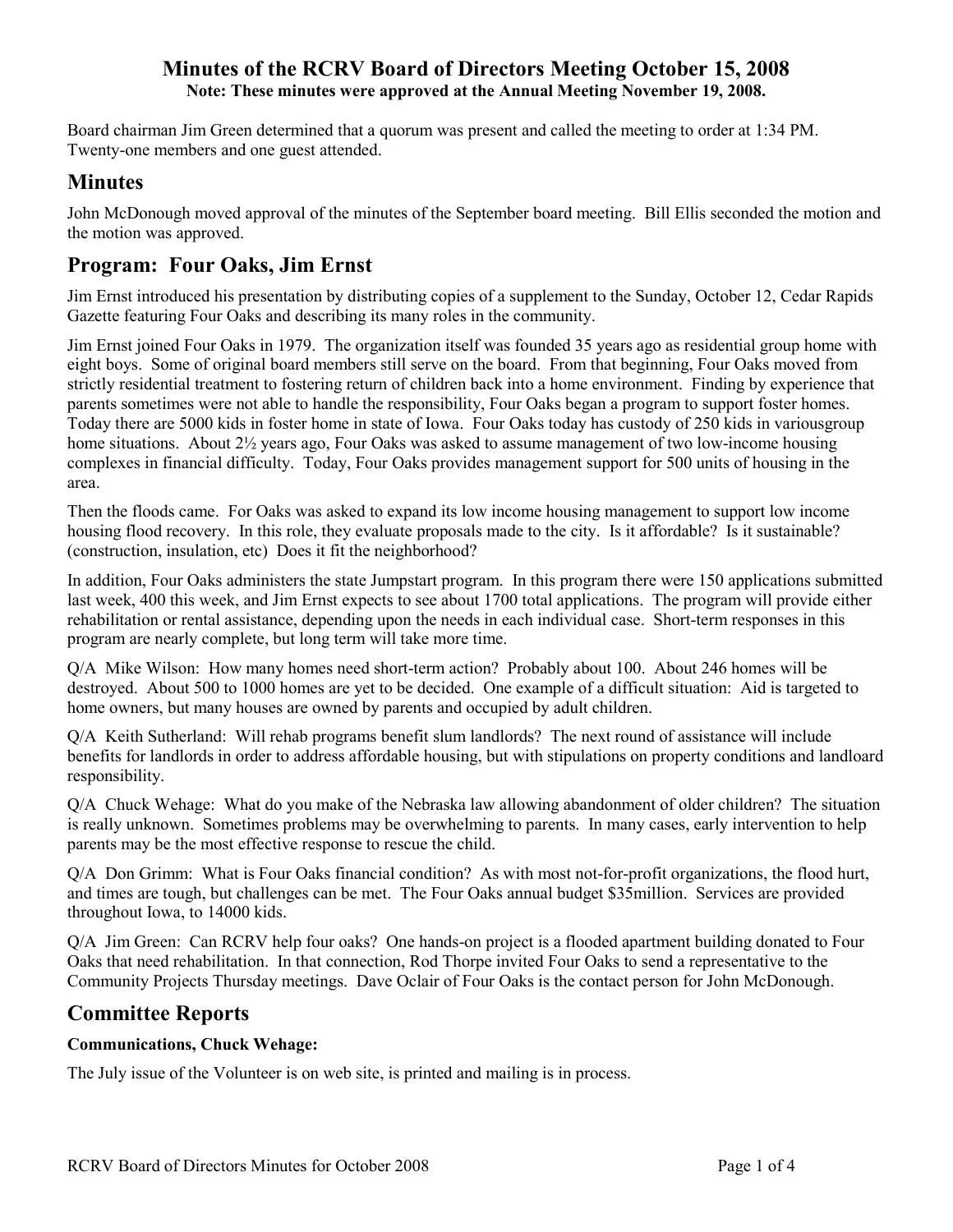# Minutes of the RCRV Board of Directors Meeting October 15, 2008

**Note: These minutes were approved at the Annual Meeting November 19, 2008.**

Board chairman Jim Green determined that a quorum was present and called the meeting to order at 1:34 PM. Twenty-one members and one guest attended.

## Minutes

John McDonough moved approval of the minutes of the September board meeting. Bill Ellis seconded the motion and the motion was approved.

## Program: Four Oaks, Jim Ernst

Jim Ernst introduced his presentation by distributing copies of a supplement to the Sunday, October 12, Cedar Rapids Gazette featuring Four Oaks and describing its many roles in the community.

Jim Ernst joined Four Oaks in 1979. The organization itself was founded 35 years ago as residential group home with eight boys. Some of original board members still serve on the board. From that beginning, Four Oaks moved from strictly residential treatment to fostering return of children back into a home environment. Finding by experience that parents sometimes were not able to handle the responsibility, Four Oaks began a program to support foster homes. Today there are 5000 kids in foster home in state of Iowa. Four Oaks today has custody of 250 kids in variousgroup home situations. About 2½ years ago, Four Oaks was asked to assume management of two low-income housing complexes in financial difficulty. Today, Four Oaks provides management support for 500 units of housing in the area.

Then the floods came. For Oaks was asked to expand its low income housing management to support low income housing flood recovery. In this role, they evaluate proposals made to the city. Is it affordable? Is it sustainable? (construction, insulation, etc) Does it fit the neighborhood?

In addition, Four Oaks administers the state Jumpstart program. In this program there were 150 applications submitted last week, 400 this week, and Jim Ernst expects to see about 1700 total applications. The program will provide either rehabilitation or rental assistance, depending upon the needs in each individual case. Short-term responses in this program are nearly complete, but long term will take more time.

Q/A Mike Wilson: How many homes need short-term action? Probably about 100. About 246 homes will be destroyed. About 500 to 1000 homes are yet to be decided. One example of a difficult situation: Aid is targeted to home owners, but many houses are owned by parents and occupied by adult children.

Q/A Keith Sutherland: Will rehab programs benefit slum landlords? The next round of assistance will include benefits for landlords in order to address affordable housing, but with stipulations on property conditions and landloard responsibility.

Q/A Chuck Wehage: What do you make of the Nebraska law allowing abandonment of older children? The situation is really unknown. Sometimes problems may be overwhelming to parents. In many cases, early intervention to help parents may be the most effective response to rescue the child.

Q/A Don Grimm: What is Four Oaks financial condition? As with most not-for-profit organizations, the flood hurt, and times are tough, but challenges can be met. The Four Oaks annual budget $35million. Services are provided throughout Iowa, to 14000 kids.

Q/A Jim Green: Can RCRV help four oaks? One hands-on project is a flooded apartment building donated to Four Oaks that need rehabilitation. In that connection, Rod Thorpe invited Four Oaks to send a representative to the Community Projects Thursday meetings. Dave Oclair of Four Oaks is the contact person for John McDonough.

## Committee Reports

**Communications, Chuck Wehage:**

The July issue of the Volunteer is on web site, is printed and mailing is in process.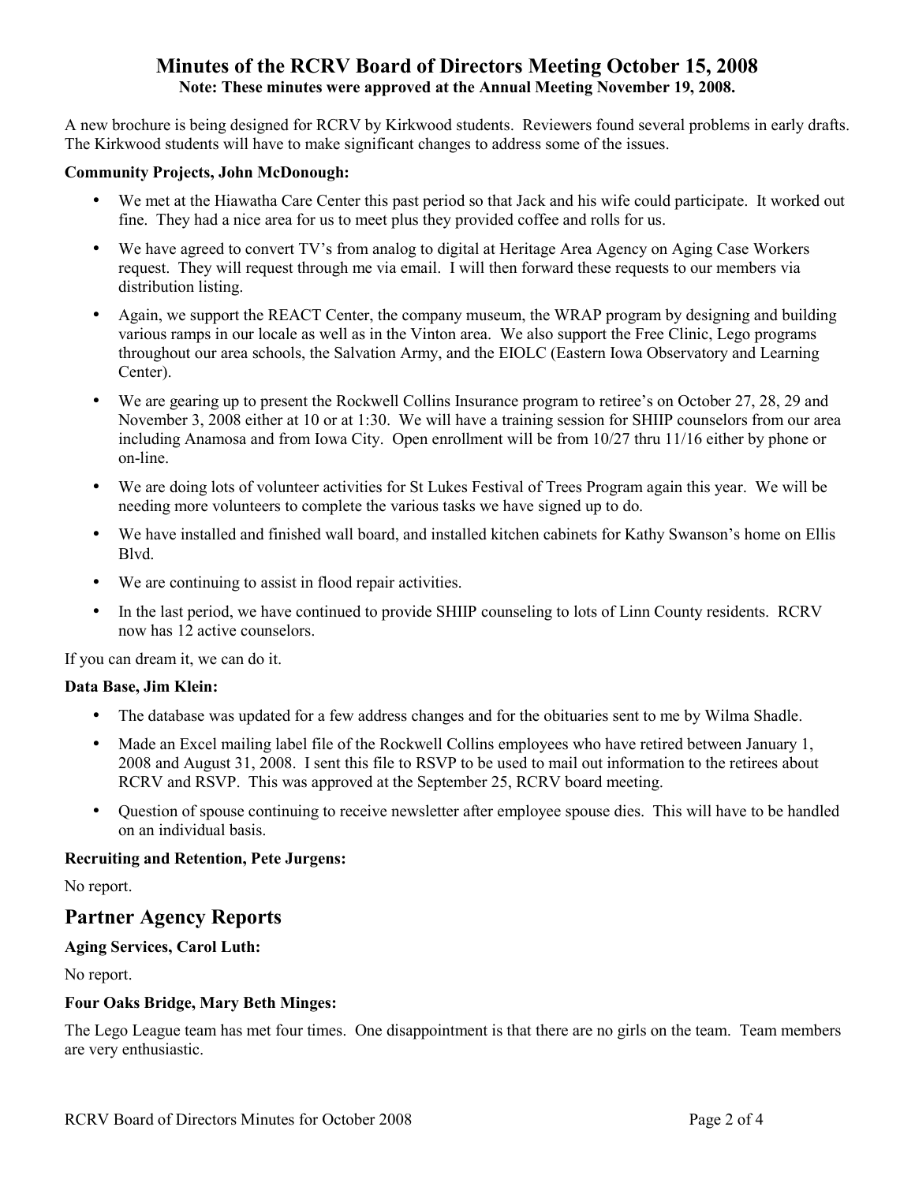# Minutes of the RCRV Board of Directors Meeting October 15, 2008

**Note: These minutes were approved at the Annual Meeting November 19, 2008.**

A new brochure is being designed for RCRV by Kirkwood students. Reviewers found several problems in early drafts. The Kirkwood students will have to make significant changes to address some of the issues.

**Community Projects, John McDonough:**

- We met at the Hiawatha Care Center this past period so that Jack and his wife could participate. It worked out fine. They had a nice area for us to meet plus they provided coffee and rolls for us.
- We have agreed to convert TV's from analog to digital at Heritage Area Agency on Aging Case Workers request. They will request through me via email. I will then forward these requests to our members via distribution listing.
- Again, we support the REACT Center, the company museum, the WRAP program by designing and building various ramps in our locale as well as in the Vinton area. We also support the Free Clinic, Lego programs throughout our area schools, the Salvation Army, and the EIOLC (Eastern Iowa Observatory and Learning Center).
- We are gearing up to present the Rockwell Collins Insurance program to retiree's on October 27, 28, 29 and November 3, 2008 either at 10 or at 1:30. We will have a training session for SHIIP counselors from our area including Anamosa and from Iowa City. Open enrollment will be from 10/27 thru 11/16 either by phone or on-line.
- We are doing lots of volunteer activities for St Lukes Festival of Trees Program again this year. We will be needing more volunteers to complete the various tasks we have signed up to do.
- We have installed and finished wall board, and installed kitchen cabinets for Kathy Swanson's home on Ellis Blvd.
- We are continuing to assist in flood repair activities.
- In the last period, we have continued to provide SHIIP counseling to lots of Linn County residents. RCRV now has 12 active counselors.

If you can dream it, we can do it.

**Data Base, Jim Klein:**

- The database was updated for a few address changes and for the obituaries sent to me by Wilma Shadle.
- Made an Excel mailing label file of the Rockwell Collins employees who have retired between January 1, 2008 and August 31, 2008. I sent this file to RSVP to be used to mail out information to the retirees about RCRV and RSVP. This was approved at the September 25, RCRV board meeting.
- Question of spouse continuing to receive newsletter after employee spouse dies. This will have to be handled on an individual basis.

**Recruiting and Retention, Pete Jurgens:**

No report.

## Partner Agency Reports

**Aging Services, Carol Luth:**

No report.

**Four Oaks Bridge, Mary Beth Minges:**

The Lego League team has met four times. One disappointment is that there are no girls on the team. Team members are very enthusiastic.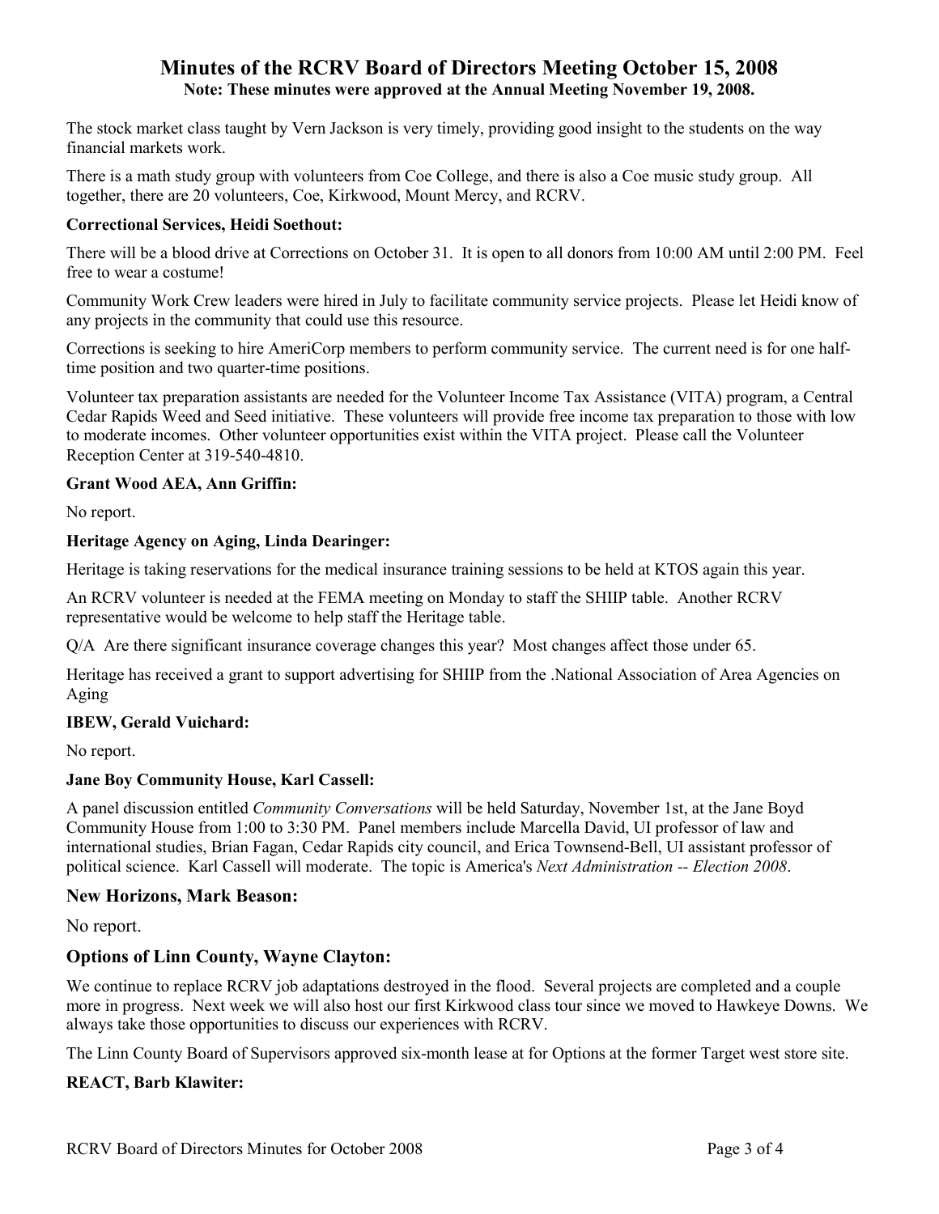# Minutes of the RCRV Board of Directors Meeting October 15, 2008

**Note: These minutes were approved at the Annual Meeting November 19, 2008.**

The stock market class taught by Vern Jackson is very timely, providing good insight to the students on the way financial markets work.

There is a math study group with volunteers from Coe College, and there is also a Coe music study group. All together, there are 20 volunteers, Coe, Kirkwood, Mount Mercy, and RCRV.

**Correctional Services, Heidi Soethout:**

There will be a blood drive at Corrections on October 31. It is open to all donors from 10:00 AM until 2:00 PM. Feel free to wear a costume!

Community Work Crew leaders were hired in July to facilitate community service projects. Please let Heidi know of any projects in the community that could use this resource.

Corrections is seeking to hire AmeriCorp members to perform community service. The current need is for one half-time position and two quarter-time positions.

Volunteer tax preparation assistants are needed for the Volunteer Income Tax Assistance (VITA) program, a Central Cedar Rapids Weed and Seed initiative. These volunteers will provide free income tax preparation to those with low to moderate incomes. Other volunteer opportunities exist within the VITA project. Please call the Volunteer Reception Center at 319-540-4810.

**Grant Wood AEA, Ann Griffin:**

No report.

**Heritage Agency on Aging, Linda Dearinger:**

Heritage is taking reservations for the medical insurance training sessions to be held at KTOS again this year.

An RCRV volunteer is needed at the FEMA meeting on Monday to staff the SHIIP table. Another RCRV representative would be welcome to help staff the Heritage table.

Q/A Are there significant insurance coverage changes this year? Most changes affect those under 65.

Heritage has received a grant to support advertising for SHIIP from the .National Association of Area Agencies on Aging

**IBEW, Gerald Vuichard:**

No report.

**Jane Boy Community House, Karl Cassell:**

A panel discussion entitled *Community Conversations* will be held Saturday, November 1st, at the Jane Boyd Community House from 1:00 to 3:30 PM. Panel members include Marcella David, UI professor of law and international studies, Brian Fagan, Cedar Rapids city council, and Erica Townsend-Bell, UI assistant professor of political science. Karl Cassell will moderate. The topic is America's *Next Administration -- Election 2008*.

**New Horizons, Mark Beason:**

No report.

**Options of Linn County, Wayne Clayton:**

We continue to replace RCRV job adaptations destroyed in the flood. Several projects are completed and a couple more in progress. Next week we will also host our first Kirkwood class tour since we moved to Hawkeye Downs. We always take those opportunities to discuss our experiences with RCRV.

The Linn County Board of Supervisors approved six-month lease at for Options at the former Target west store site.

**REACT, Barb Klawiter:**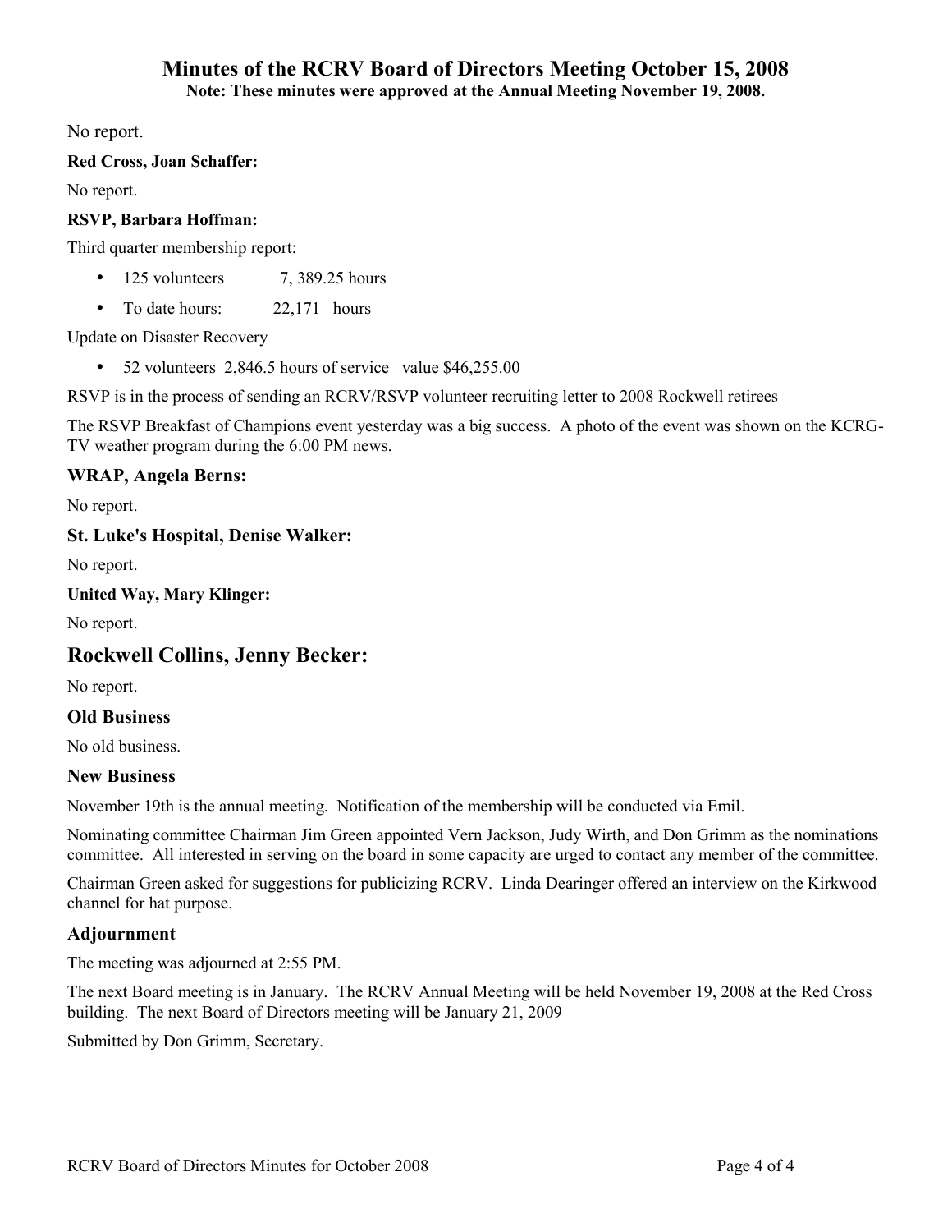# Minutes of the RCRV Board of Directors Meeting October 15, 2008

**Note: These minutes were approved at the Annual Meeting November 19, 2008.**

No report.

**Red Cross, Joan Schaffer:**

No report.

**RSVP, Barbara Hoffman:**

Third quarter membership report:

- 125 volunteers 7, 389.25 hours
- To date hours: 22,171 hours

Update on Disaster Recovery

- 52 volunteers 2,846.5 hours of service value $46,255.00

RSVP is in the process of sending an RCRV/RSVP volunteer recruiting letter to 2008 Rockwell retirees

The RSVP Breakfast of Champions event yesterday was a big success. A photo of the event was shown on the KCRG-TV weather program during the 6:00 PM news.

### WRAP, Angela Berns:

No report.

### St. Luke's Hospital, Denise Walker:

No report.

**United Way, Mary Klinger:**

No report.

## Rockwell Collins, Jenny Becker:

No report.

### Old Business

No old business.

### New Business

November 19th is the annual meeting. Notification of the membership will be conducted via Emil.

Nominating committee Chairman Jim Green appointed Vern Jackson, Judy Wirth, and Don Grimm as the nominations committee. All interested in serving on the board in some capacity are urged to contact any member of the committee.

Chairman Green asked for suggestions for publicizing RCRV. Linda Dearinger offered an interview on the Kirkwood channel for hat purpose.

### Adjournment

The meeting was adjourned at 2:55 PM.

The next Board meeting is in January. The RCRV Annual Meeting will be held November 19, 2008 at the Red Cross building. The next Board of Directors meeting will be January 21, 2009

Submitted by Don Grimm, Secretary.